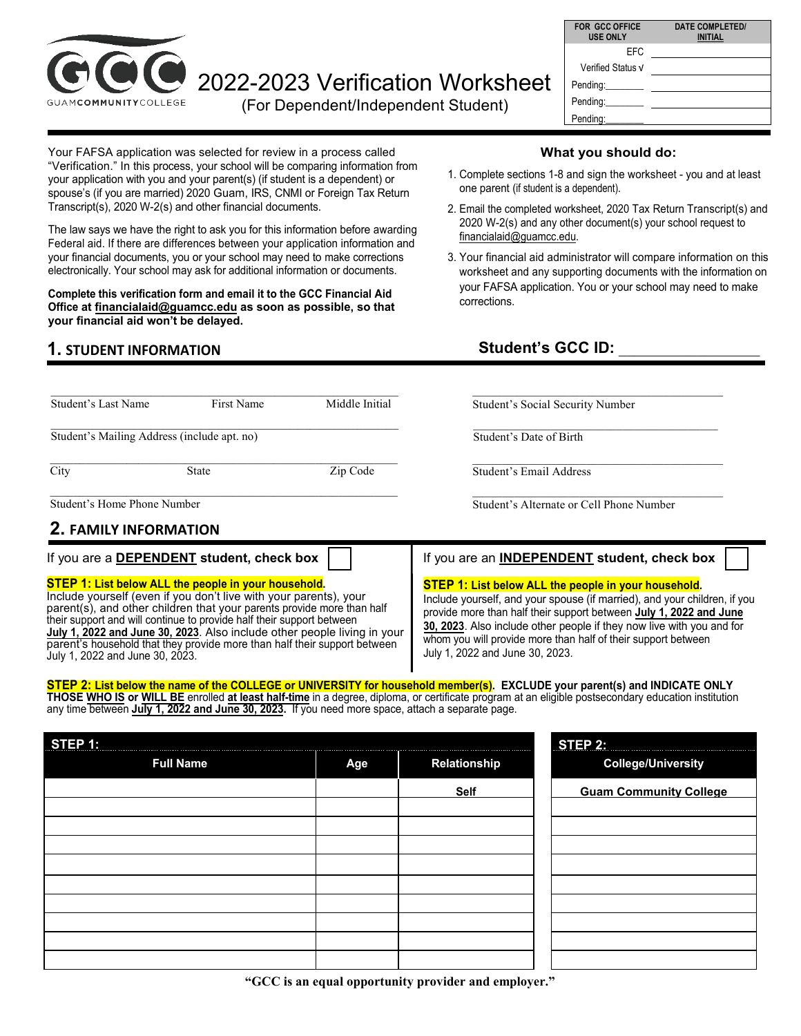GUAM COMMUNITY COLLEGE

# 2022-2023 Verification Worksheet

(For Dependent/Independent Student)

| FOR GCC OFFICE USE ONLY | DATE COMPLETED/ INITIAL |
|---|---|
| EFC | |
| Verified Status √ | |
| Pending:________ | |
| Pending:________ | |
| Pending:________ | |

Your FAFSA application was selected for review in a process called "Verification." In this process, your school will be comparing information from your application with you and your parent(s) (if student is a dependent) or spouse's (if you are married) 2020 Guam, IRS, CNMI or Foreign Tax Return Transcript(s), 2020 W-2(s) and other financial documents.

The law says we have the right to ask you for this information before awarding Federal aid. If there are differences between your application information and your financial documents, you or your school may need to make corrections electronically. Your school may ask for additional information or documents.

**Complete this verification form and email it to the GCC Financial Aid Office at financialaid@guamcc.edu as soon as possible, so that your financial aid won't be delayed.**

### What you should do:

1. Complete sections 1-8 and sign the worksheet - you and at least one parent (if student is a dependent).
2. Email the completed worksheet, 2020 Tax Return Transcript(s) and 2020 W-2(s) and any other document(s) your school request to financialaid@guamcc.edu.
3. Your financial aid administrator will compare information on this worksheet and any supporting documents with the information on your FAFSA application. You or your school may need to make corrections.

## 1. STUDENT INFORMATION

**Student's GCC ID:** ________________

______________________________________________
Student's Last Name    First Name    Middle Initial

______________________________________________
Student's Mailing Address (include apt. no)

______________________________________________
City    State    Zip Code

______________________________________________
Student's Home Phone Number

______________________________________________
Student's Social Security Number

______________________________________________
Student's Date of Birth

______________________________________________
Student's Email Address

______________________________________________
Student's Alternate or Cell Phone Number

## 2. FAMILY INFORMATION

**If you are a DEPENDENT student, check box** ☐

**STEP 1: List below ALL the people in your household.**
Include yourself (even if you don't live with your parents), your parent(s), and other children that your parents provide more than half their support and will continue to provide half their support between **July 1, 2022 and June 30, 2023**. Also include other people living in your parent's household that they provide more than half their support between July 1, 2022 and June 30, 2023.

**If you are an INDEPENDENT student, check box** ☐

**STEP 1: List below ALL the people in your household.**
Include yourself, and your spouse (if married), and your children, if you provide more than half their support between **July 1, 2022 and June 30, 2023**. Also include other people if they now live with you and for whom you will provide more than half of their support between July 1, 2022 and June 30, 2023.

**STEP 2: List below the name of the COLLEGE or UNIVERSITY for household member(s). EXCLUDE your parent(s) and INDICATE ONLY THOSE WHO IS or WILL BE** enrolled **at least half-time** in a degree, diploma, or certificate program at an eligible postsecondary education institution any time between **July 1, 2022 and June 30, 2023.** If you need more space, attach a separate page.

| STEP 1: Full Name | Age | Relationship | STEP 2: College/University |
|---|---|---|---|
| | | **Self** | **Guam Community College** |
| | | | |
| | | | |
| | | | |
| | | | |
| | | | |
| | | | |
| | | | |
| | | | |
| | | | |

**"GCC is an equal opportunity provider and employer."**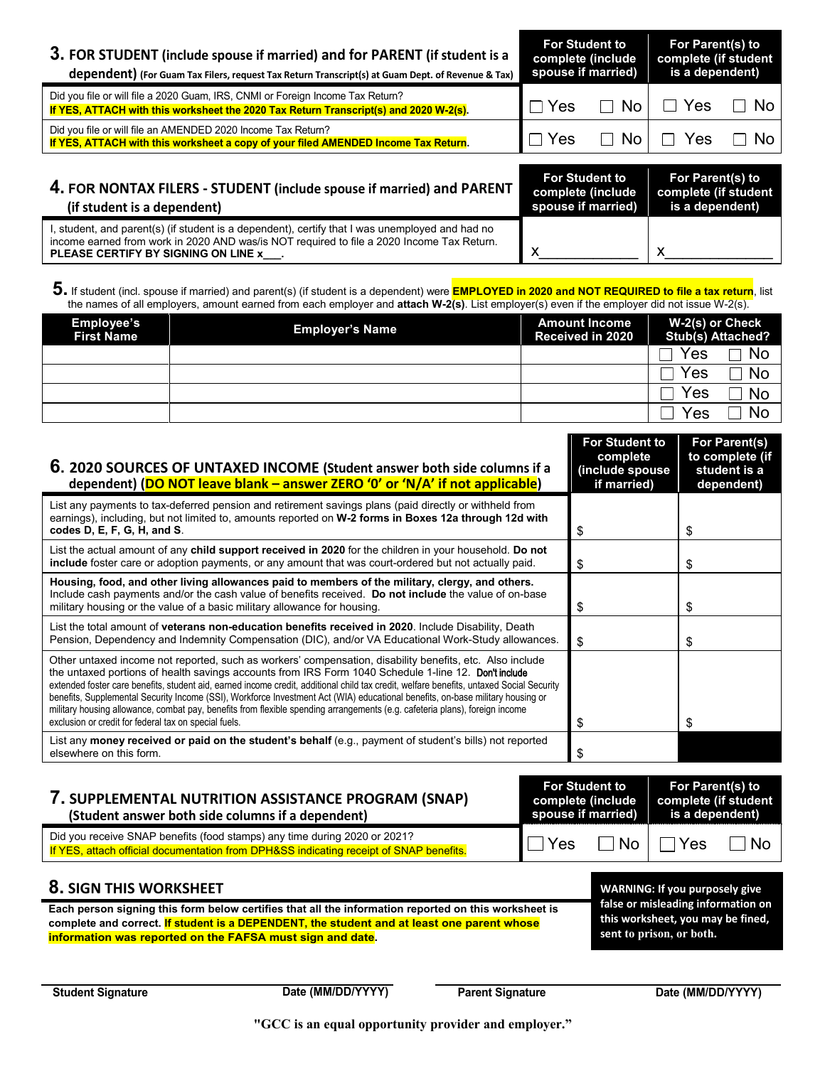| **3. FOR STUDENT (include spouse if married) and for PARENT (if student is a dependent)** (For Guam Tax Filers, request Tax Return Transcript(s) at Guam Dept. of Revenue & Tax) | For Student to complete (include spouse if married) | For Parent(s) to complete (if student is a dependent) |
|---|---|---|
| Did you file or will file a 2020 Guam, IRS, CNMI or Foreign Income Tax Return? **If YES, ATTACH with this worksheet the 2020 Tax Return Transcript(s) and 2020 W-2(s)**. | ☐ Yes ☐ No | ☐ Yes ☐ No |
| Did you file or will file an AMENDED 2020 Income Tax Return? **If YES, ATTACH with this worksheet a copy of your filed AMENDED Income Tax Return**. | ☐ Yes ☐ No | ☐ Yes ☐ No |

| **4. FOR NONTAX FILERS - STUDENT (include spouse if married) and PARENT (if student is a dependent)** | For Student to complete (include spouse if married) | For Parent(s) to complete (if student is a dependent) |
|---|---|---|
| I, student, and parent(s) (if student is a dependent), certify that I was unemployed and had no income earned from work in 2020 AND was/is NOT required to file a 2020 Income Tax Return. **PLEASE CERTIFY BY SIGNING ON LINE x___.** | x_____________ | x_____________ |

**5.** If student (incl. spouse if married) and parent(s) (if student is a dependent) were **EMPLOYED in 2020 and NOT REQUIRED to file a tax return**, list the names of all employers, amount earned from each employer and **attach W-2(s)**. List employer(s) even if the employer did not issue W-2(s).

| Employee's First Name | Employer's Name | Amount Income Received in 2020 | W-2(s) or Check Stub(s) Attached? |
|---|---|---|---|
| | | | ☐ Yes ☐ No |
| | | | ☐ Yes ☐ No |
| | | | ☐ Yes ☐ No |
| | | | ☐ Yes ☐ No |

| **6. 2020 SOURCES OF UNTAXED INCOME** (Student answer both side columns if a dependent) (**DO NOT leave blank – answer ZERO '0' or 'N/A' if not applicable**) | For Student to complete (include spouse if married) | For Parent(s) to complete (if student is a dependent) |
|---|---|---|
| List any payments to tax-deferred pension and retirement savings plans (paid directly or withheld from earnings), including, but not limited to, amounts reported on **W-2 forms in Boxes 12a through 12d with codes D, E, F, G, H, and S**. | $ | $ |
| List the actual amount of any **child support received in 2020** for the children in your household. **Do not include** foster care or adoption payments, or any amount that was court-ordered but not actually paid. | $ | $ |
| **Housing, food, and other living allowances paid to members of the military, clergy, and others.** Include cash payments and/or the cash value of benefits received. **Do not include** the value of on-base military housing or the value of a basic military allowance for housing. | $ | $ |
| List the total amount of **veterans non-education benefits received in 2020**. Include Disability, Death Pension, Dependency and Indemnity Compensation (DIC), and/or VA Educational Work-Study allowances. | $ | $ |
| Other untaxed income not reported, such as workers' compensation, disability benefits, etc. Also include the untaxed portions of health savings accounts from IRS Form 1040 Schedule 1-line 12. **Don't include** extended foster care benefits, student aid, earned income credit, additional child tax credit, welfare benefits, untaxed Social Security benefits, Supplemental Security Income (SSI), Workforce Investment Act (WIA) educational benefits, on-base military housing or military housing allowance, combat pay, benefits from flexible spending arrangements (e.g. cafeteria plans), foreign income exclusion or credit for federal tax on special fuels. | $ | $ |
| List any **money received or paid on the student's behalf** (e.g., payment of student's bills) not reported elsewhere on this form. | $ | |

| **7. SUPPLEMENTAL NUTRITION ASSISTANCE PROGRAM (SNAP)** (Student answer both side columns if a dependent) | For Student to complete (include spouse if married) | For Parent(s) to complete (if student is a dependent) |
|---|---|---|
| Did you receive SNAP benefits (food stamps) any time during 2020 or 2021? If YES, attach official documentation from DPH&SS indicating receipt of SNAP benefits. | ☐ Yes ☐ No | ☐ Yes ☐ No |

## 8. SIGN THIS WORKSHEET

**Each person signing this form below certifies that all the information reported on this worksheet is complete and correct. If student is a DEPENDENT, the student and at least one parent whose information was reported on the FAFSA must sign and date.**

**WARNING: If you purposely give false or misleading information on this worksheet, you may be fined, sent to prison, or both.**

| | | | |
|---|---|---|---|
| **Student Signature** | **Date (MM/DD/YYYY)** | **Parent Signature** | **Date (MM/DD/YYYY)** |

**"GCC is an equal opportunity provider and employer."**